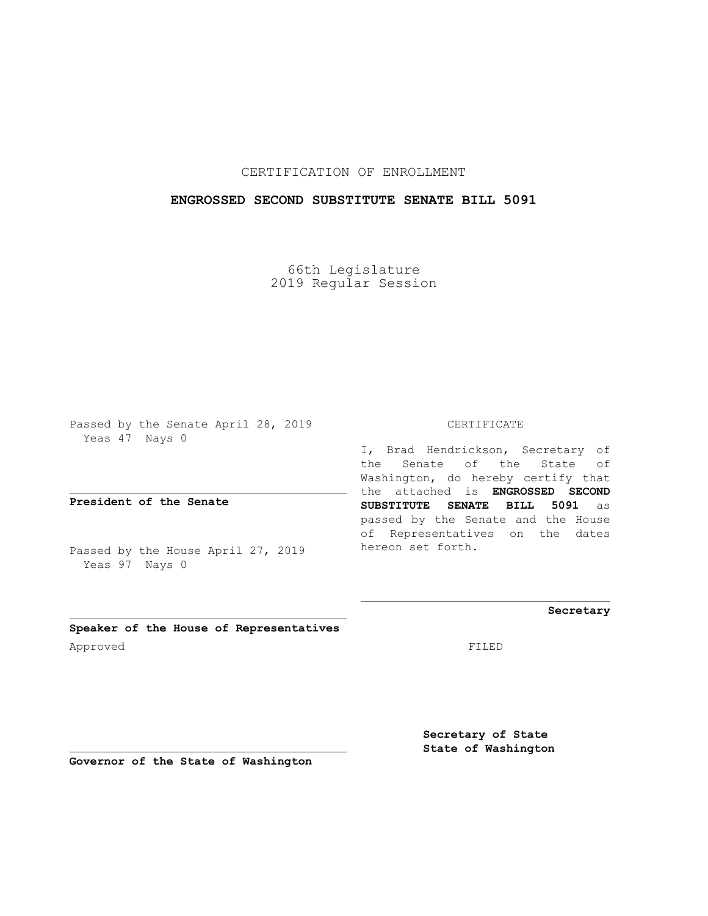CERTIFICATION OF ENROLLMENT

**ENGROSSED SECOND SUBSTITUTE SENATE BILL 5091**

66th Legislature
2019 Regular Session

Passed by the Senate April 28, 2019
Yeas 47 Nays 0

**President of the Senate**

Passed by the House April 27, 2019
Yeas 97 Nays 0

**Speaker of the House of Representatives**

Approved

**Governor of the State of Washington**

CERTIFICATE

I, Brad Hendrickson, Secretary of the Senate of the State of Washington, do hereby certify that the attached is **ENGROSSED SECOND SUBSTITUTE SENATE BILL 5091** as passed by the Senate and the House of Representatives on the dates hereon set forth.

**Secretary**

FILED

**Secretary of State**
**State of Washington**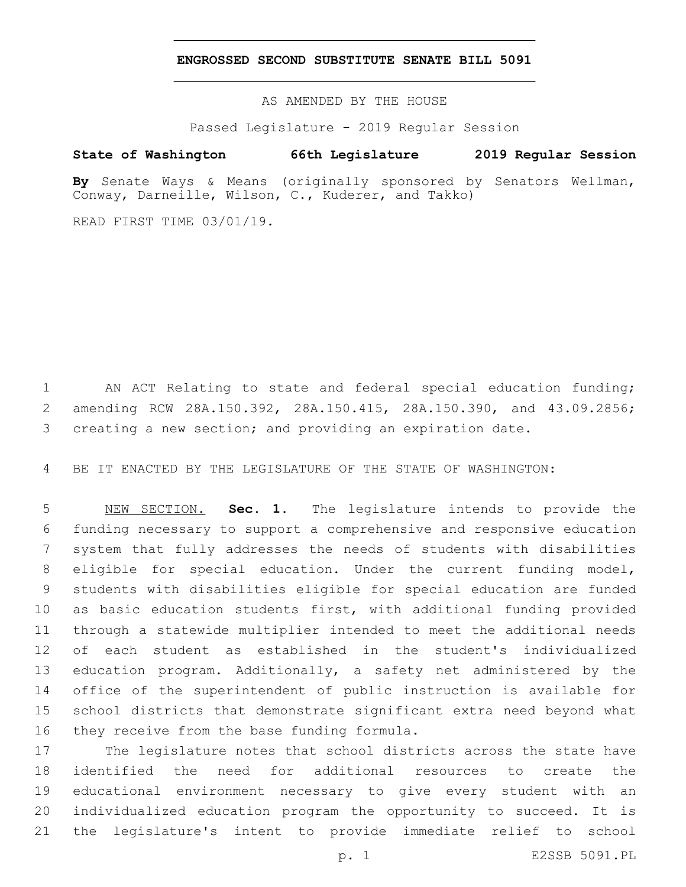# ENGROSSED SECOND SUBSTITUTE SENATE BILL 5091

AS AMENDED BY THE HOUSE

Passed Legislature - 2019 Regular Session

**State of Washington 66th Legislature 2019 Regular Session**

**By** Senate Ways & Means (originally sponsored by Senators Wellman, Conway, Darneille, Wilson, C., Kuderer, and Takko)

READ FIRST TIME 03/01/19.

AN ACT Relating to state and federal special education funding; amending RCW 28A.150.392, 28A.150.415, 28A.150.390, and 43.09.2856; creating a new section; and providing an expiration date.

BE IT ENACTED BY THE LEGISLATURE OF THE STATE OF WASHINGTON:

NEW SECTION. **Sec. 1.** The legislature intends to provide the funding necessary to support a comprehensive and responsive education system that fully addresses the needs of students with disabilities eligible for special education. Under the current funding model, students with disabilities eligible for special education are funded as basic education students first, with additional funding provided through a statewide multiplier intended to meet the additional needs of each student as established in the student's individualized education program. Additionally, a safety net administered by the office of the superintendent of public instruction is available for school districts that demonstrate significant extra need beyond what they receive from the base funding formula.

The legislature notes that school districts across the state have identified the need for additional resources to create the educational environment necessary to give every student with an individualized education program the opportunity to succeed. It is the legislature's intent to provide immediate relief to school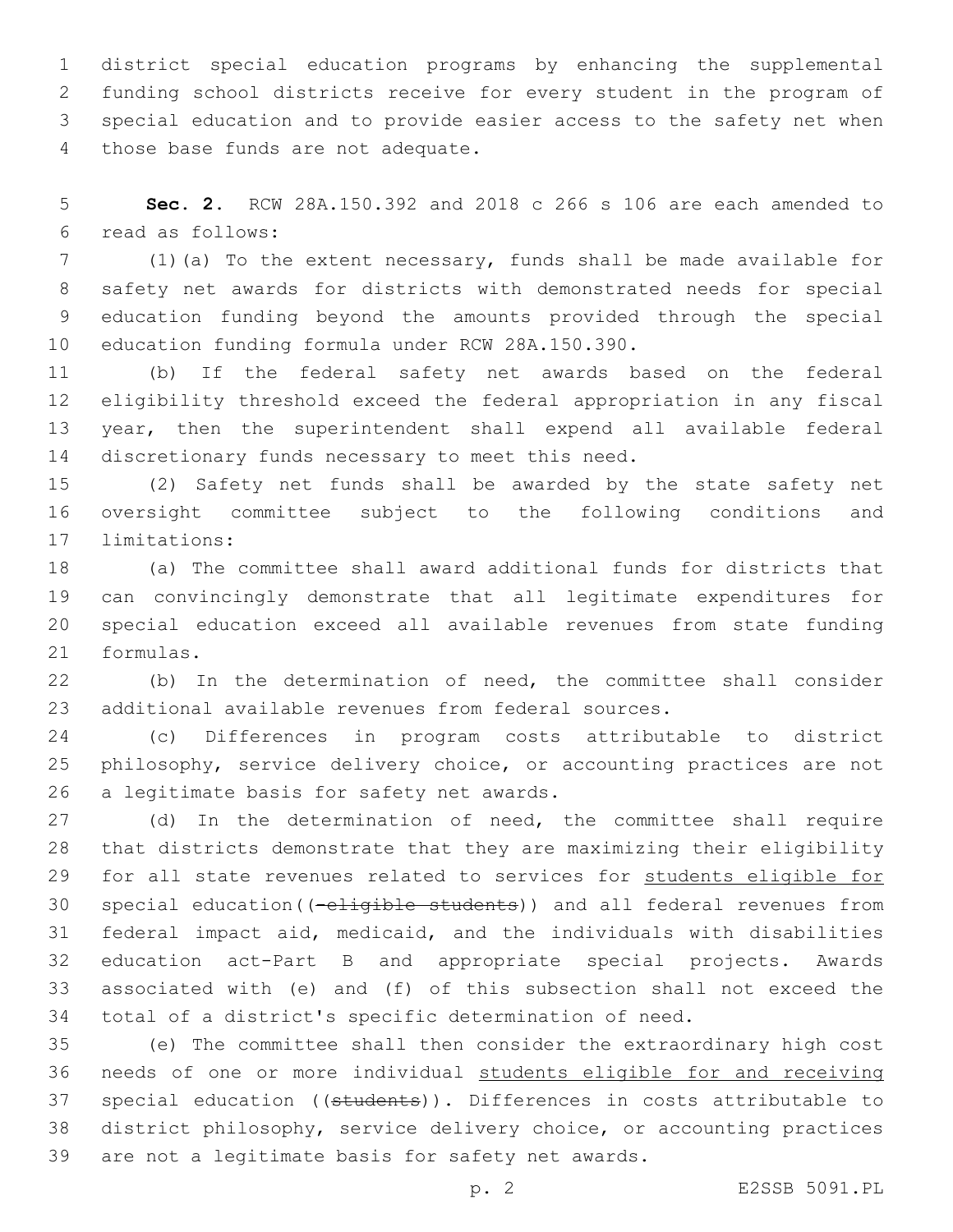district special education programs by enhancing the supplemental funding school districts receive for every student in the program of special education and to provide easier access to the safety net when those base funds are not adequate.

**Sec. 2.** RCW 28A.150.392 and 2018 c 266 s 106 are each amended to read as follows:

(1)(a) To the extent necessary, funds shall be made available for safety net awards for districts with demonstrated needs for special education funding beyond the amounts provided through the special education funding formula under RCW 28A.150.390.

(b) If the federal safety net awards based on the federal eligibility threshold exceed the federal appropriation in any fiscal year, then the superintendent shall expend all available federal discretionary funds necessary to meet this need.

(2) Safety net funds shall be awarded by the state safety net oversight committee subject to the following conditions and limitations:

(a) The committee shall award additional funds for districts that can convincingly demonstrate that all legitimate expenditures for special education exceed all available revenues from state funding formulas.

(b) In the determination of need, the committee shall consider additional available revenues from federal sources.

(c) Differences in program costs attributable to district philosophy, service delivery choice, or accounting practices are not a legitimate basis for safety net awards.

(d) In the determination of need, the committee shall require that districts demonstrate that they are maximizing their eligibility for all state revenues related to services for students eligible for special education((~~-eligible students~~)) and all federal revenues from federal impact aid, medicaid, and the individuals with disabilities education act-Part B and appropriate special projects. Awards associated with (e) and (f) of this subsection shall not exceed the total of a district's specific determination of need.

(e) The committee shall then consider the extraordinary high cost needs of one or more individual students eligible for and receiving special education ((~~students~~)). Differences in costs attributable to district philosophy, service delivery choice, or accounting practices are not a legitimate basis for safety net awards.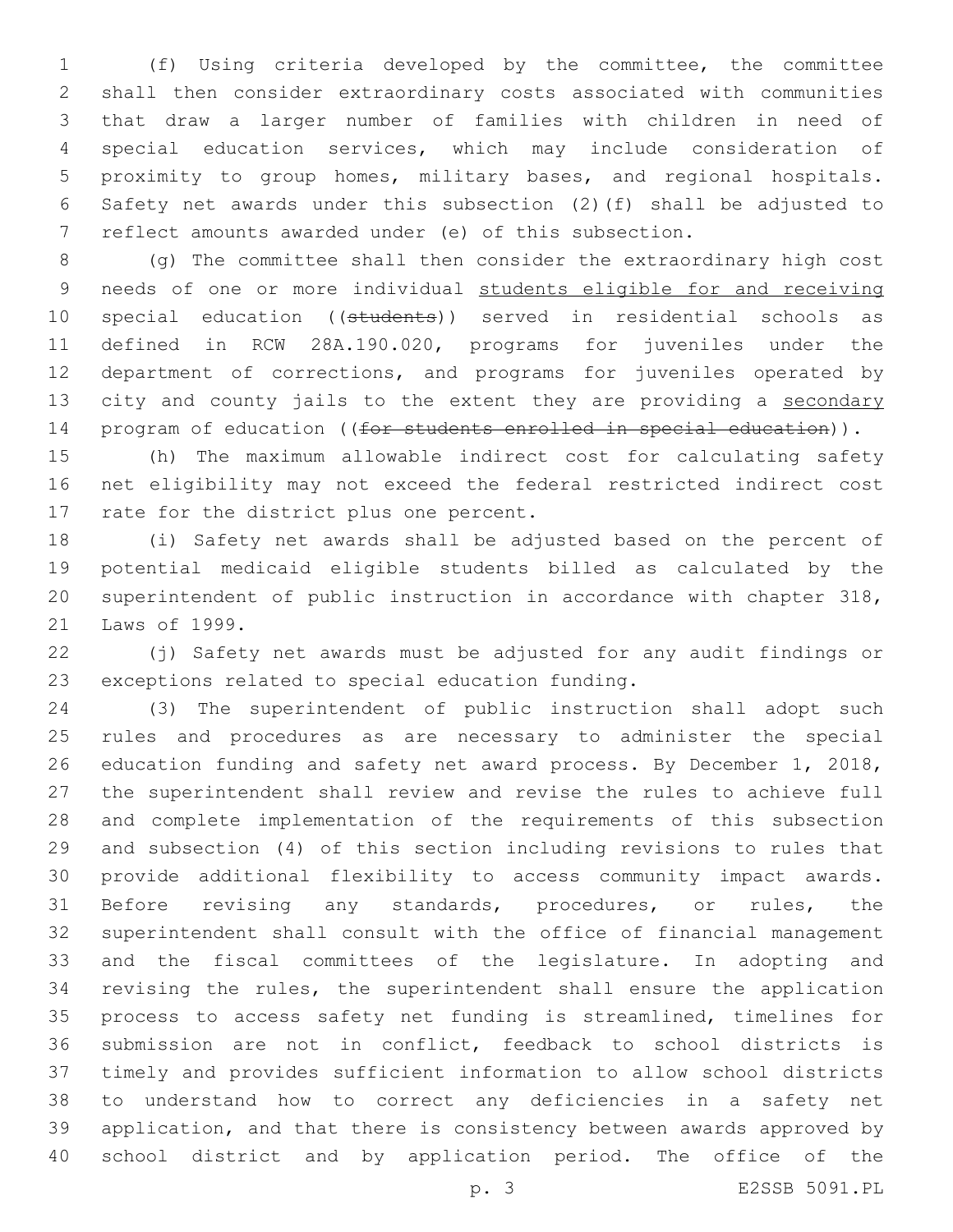(f) Using criteria developed by the committee, the committee shall then consider extraordinary costs associated with communities that draw a larger number of families with children in need of special education services, which may include consideration of proximity to group homes, military bases, and regional hospitals. Safety net awards under this subsection (2)(f) shall be adjusted to reflect amounts awarded under (e) of this subsection.

(g) The committee shall then consider the extraordinary high cost needs of one or more individual students eligible for and receiving special education ((~~students~~)) served in residential schools as defined in RCW 28A.190.020, programs for juveniles under the department of corrections, and programs for juveniles operated by city and county jails to the extent they are providing a secondary program of education ((~~for students enrolled in special education~~)).

(h) The maximum allowable indirect cost for calculating safety net eligibility may not exceed the federal restricted indirect cost rate for the district plus one percent.

(i) Safety net awards shall be adjusted based on the percent of potential medicaid eligible students billed as calculated by the superintendent of public instruction in accordance with chapter 318, Laws of 1999.

(j) Safety net awards must be adjusted for any audit findings or exceptions related to special education funding.

(3) The superintendent of public instruction shall adopt such rules and procedures as are necessary to administer the special education funding and safety net award process. By December 1, 2018, the superintendent shall review and revise the rules to achieve full and complete implementation of the requirements of this subsection and subsection (4) of this section including revisions to rules that provide additional flexibility to access community impact awards. Before revising any standards, procedures, or rules, the superintendent shall consult with the office of financial management and the fiscal committees of the legislature. In adopting and revising the rules, the superintendent shall ensure the application process to access safety net funding is streamlined, timelines for submission are not in conflict, feedback to school districts is timely and provides sufficient information to allow school districts to understand how to correct any deficiencies in a safety net application, and that there is consistency between awards approved by school district and by application period. The office of the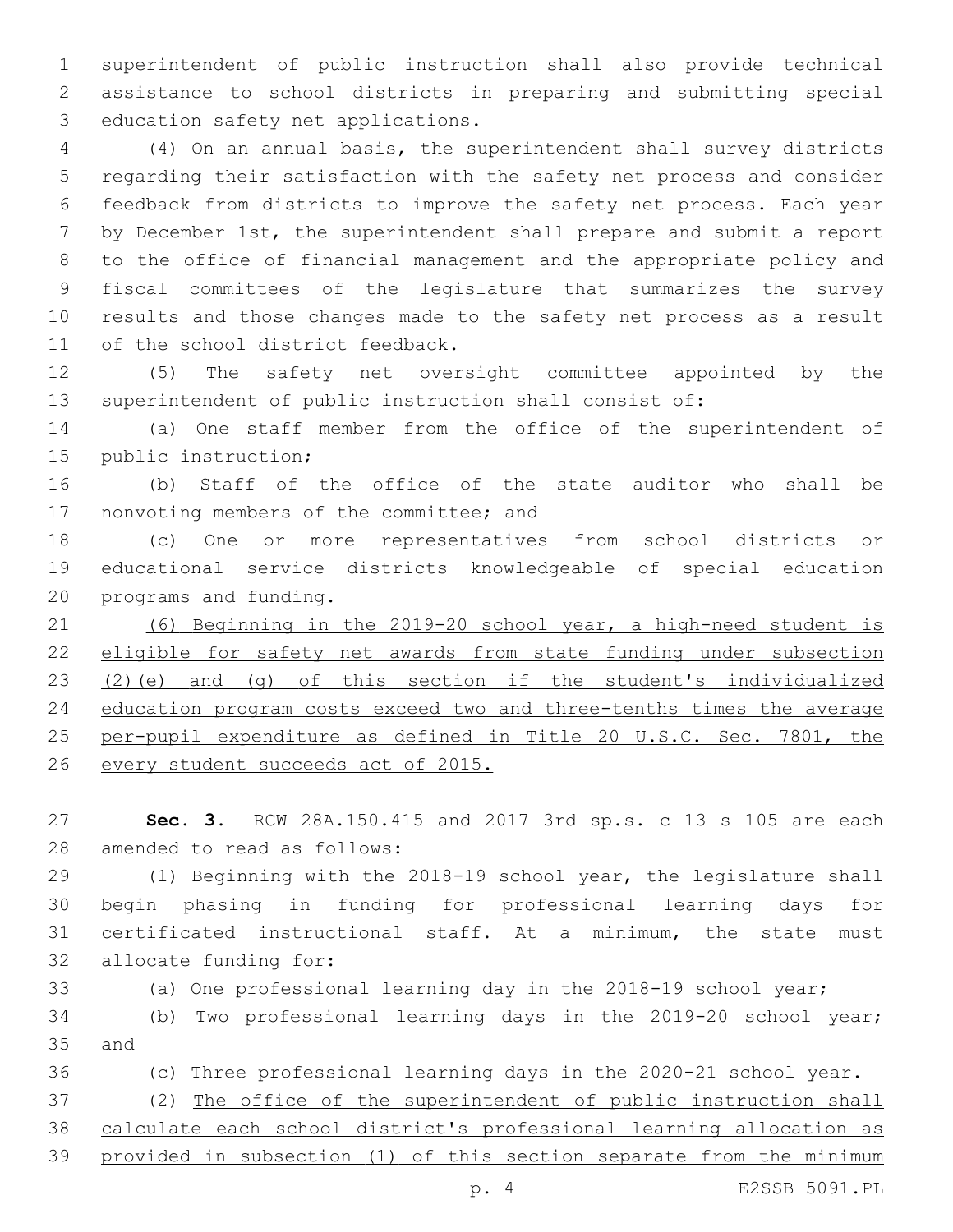superintendent of public instruction shall also provide technical assistance to school districts in preparing and submitting special education safety net applications.

(4) On an annual basis, the superintendent shall survey districts regarding their satisfaction with the safety net process and consider feedback from districts to improve the safety net process. Each year by December 1st, the superintendent shall prepare and submit a report to the office of financial management and the appropriate policy and fiscal committees of the legislature that summarizes the survey results and those changes made to the safety net process as a result of the school district feedback.

(5) The safety net oversight committee appointed by the superintendent of public instruction shall consist of:

(a) One staff member from the office of the superintendent of public instruction;

(b) Staff of the office of the state auditor who shall be nonvoting members of the committee; and

(c) One or more representatives from school districts or educational service districts knowledgeable of special education programs and funding.

<u>(6) Beginning in the 2019-20 school year, a high-need student is eligible for safety net awards from state funding under subsection (2)(e) and (g) of this section if the student's individualized education program costs exceed two and three-tenths times the average per-pupil expenditure as defined in Title 20 U.S.C. Sec. 7801, the every student succeeds act of 2015.</u>

**Sec. 3.** RCW 28A.150.415 and 2017 3rd sp.s. c 13 s 105 are each amended to read as follows:

(1) Beginning with the 2018-19 school year, the legislature shall begin phasing in funding for professional learning days for certificated instructional staff. At a minimum, the state must allocate funding for:

(a) One professional learning day in the 2018-19 school year;

(b) Two professional learning days in the 2019-20 school year; and

(c) Three professional learning days in the 2020-21 school year.

(2) <u>The office of the superintendent of public instruction shall calculate each school district's professional learning allocation as provided in subsection (1) of this section separate from the minimum</u>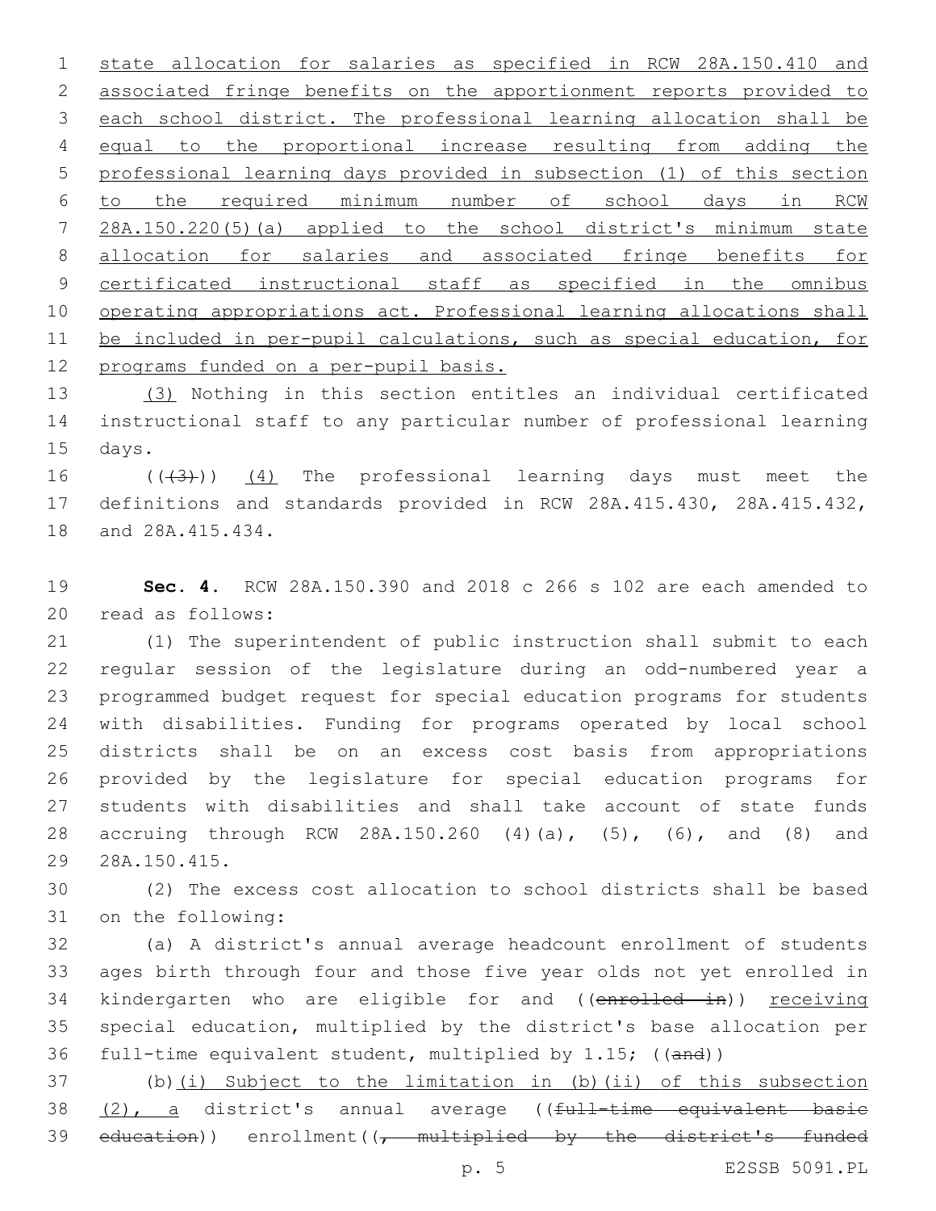state allocation for salaries as specified in RCW 28A.150.410 and associated fringe benefits on the apportionment reports provided to each school district. The professional learning allocation shall be equal to the proportional increase resulting from adding the professional learning days provided in subsection (1) of this section to the required minimum number of school days in RCW 28A.150.220(5)(a) applied to the school district's minimum state allocation for salaries and associated fringe benefits for certificated instructional staff as specified in the omnibus operating appropriations act. Professional learning allocations shall be included in per-pupil calculations, such as special education, for programs funded on a per-pupil basis.

(3) Nothing in this section entitles an individual certificated instructional staff to any particular number of professional learning days.

((~~(3)~~)) (4) The professional learning days must meet the definitions and standards provided in RCW 28A.415.430, 28A.415.432, and 28A.415.434.

**Sec. 4.** RCW 28A.150.390 and 2018 c 266 s 102 are each amended to read as follows:

(1) The superintendent of public instruction shall submit to each regular session of the legislature during an odd-numbered year a programmed budget request for special education programs for students with disabilities. Funding for programs operated by local school districts shall be on an excess cost basis from appropriations provided by the legislature for special education programs for students with disabilities and shall take account of state funds accruing through RCW 28A.150.260 (4)(a), (5), (6), and (8) and 28A.150.415.

(2) The excess cost allocation to school districts shall be based on the following:

(a) A district's annual average headcount enrollment of students ages birth through four and those five year olds not yet enrolled in kindergarten who are eligible for and ((~~enrolled in~~)) receiving special education, multiplied by the district's base allocation per full-time equivalent student, multiplied by 1.15; ((~~and~~))

(b)(i) Subject to the limitation in (b)(ii) of this subsection (2), a district's annual average ((~~full-time equivalent basic education~~)) enrollment((~~, multiplied by the district's funded~~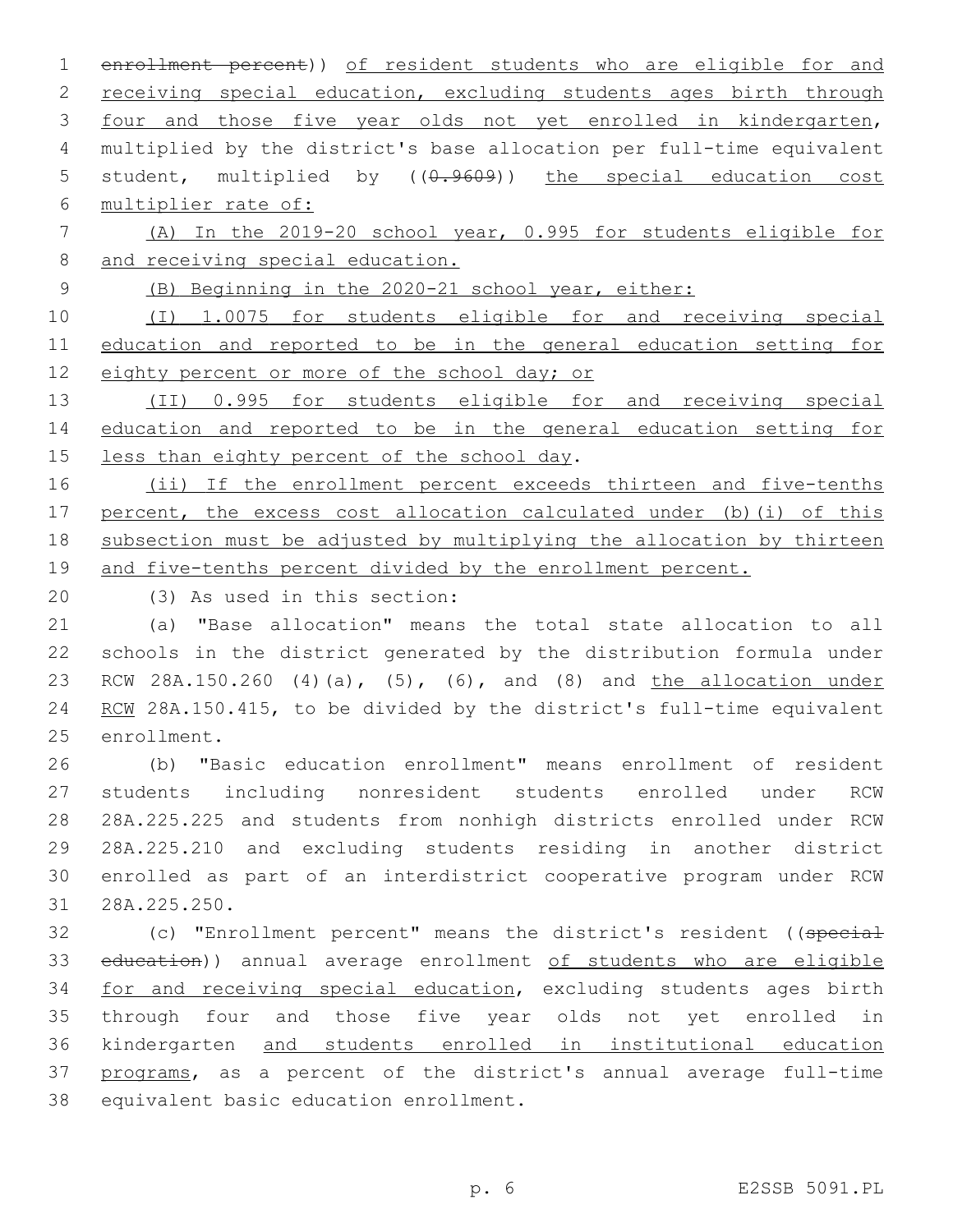enrollment percent)) of resident students who are eligible for and receiving special education, excluding students ages birth through four and those five year olds not yet enrolled in kindergarten, multiplied by the district's base allocation per full-time equivalent student, multiplied by ((0.9609)) the special education cost multiplier rate of:

(A) In the 2019-20 school year, 0.995 for students eligible for and receiving special education.

(B) Beginning in the 2020-21 school year, either:

(I) 1.0075 for students eligible for and receiving special education and reported to be in the general education setting for eighty percent or more of the school day; or

(II) 0.995 for students eligible for and receiving special education and reported to be in the general education setting for less than eighty percent of the school day.

(ii) If the enrollment percent exceeds thirteen and five-tenths percent, the excess cost allocation calculated under (b)(i) of this subsection must be adjusted by multiplying the allocation by thirteen and five-tenths percent divided by the enrollment percent.

(3) As used in this section:

(a) "Base allocation" means the total state allocation to all schools in the district generated by the distribution formula under RCW 28A.150.260 (4)(a), (5), (6), and (8) and the allocation under RCW 28A.150.415, to be divided by the district's full-time equivalent enrollment.

(b) "Basic education enrollment" means enrollment of resident students including nonresident students enrolled under RCW 28A.225.225 and students from nonhigh districts enrolled under RCW 28A.225.210 and excluding students residing in another district enrolled as part of an interdistrict cooperative program under RCW 28A.225.250.

(c) "Enrollment percent" means the district's resident ((special education)) annual average enrollment of students who are eligible for and receiving special education, excluding students ages birth through four and those five year olds not yet enrolled in kindergarten and students enrolled in institutional education programs, as a percent of the district's annual average full-time equivalent basic education enrollment.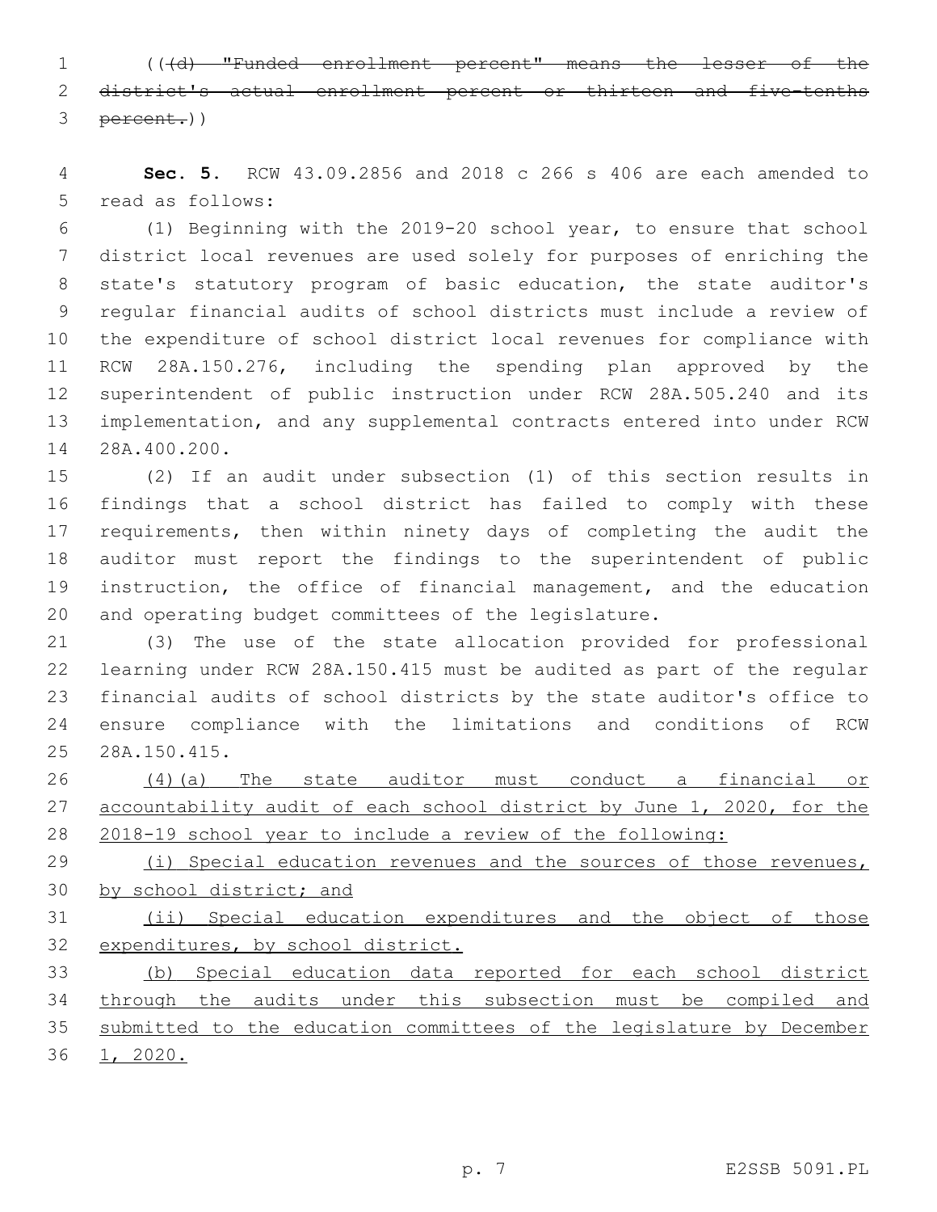(((d) "Funded enrollment percent" means the lesser of the district's actual enrollment percent or thirteen and five-tenths percent.))

**Sec. 5.** RCW 43.09.2856 and 2018 c 266 s 406 are each amended to read as follows:

(1) Beginning with the 2019-20 school year, to ensure that school district local revenues are used solely for purposes of enriching the state's statutory program of basic education, the state auditor's regular financial audits of school districts must include a review of the expenditure of school district local revenues for compliance with RCW 28A.150.276, including the spending plan approved by the superintendent of public instruction under RCW 28A.505.240 and its implementation, and any supplemental contracts entered into under RCW 28A.400.200.

(2) If an audit under subsection (1) of this section results in findings that a school district has failed to comply with these requirements, then within ninety days of completing the audit the auditor must report the findings to the superintendent of public instruction, the office of financial management, and the education and operating budget committees of the legislature.

(3) The use of the state allocation provided for professional learning under RCW 28A.150.415 must be audited as part of the regular financial audits of school districts by the state auditor's office to ensure compliance with the limitations and conditions of RCW 28A.150.415.

(4)(a) The state auditor must conduct a financial or accountability audit of each school district by June 1, 2020, for the 2018-19 school year to include a review of the following:

(i) Special education revenues and the sources of those revenues, by school district; and

(ii) Special education expenditures and the object of those expenditures, by school district.

(b) Special education data reported for each school district through the audits under this subsection must be compiled and submitted to the education committees of the legislature by December 1, 2020.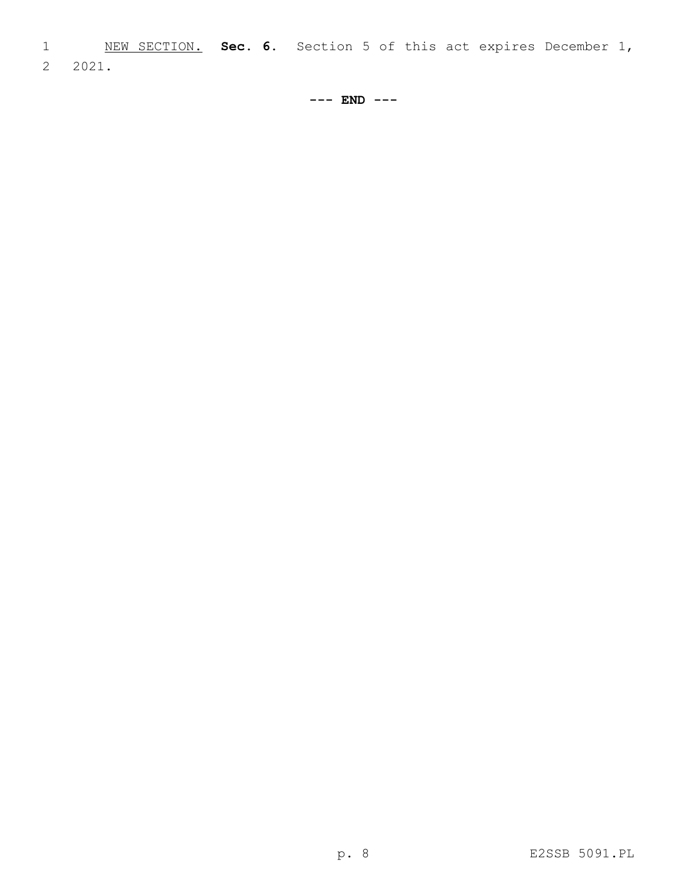NEW SECTION. **Sec. 6.** Section 5 of this act expires December 1, 2021.

**--- END ---**